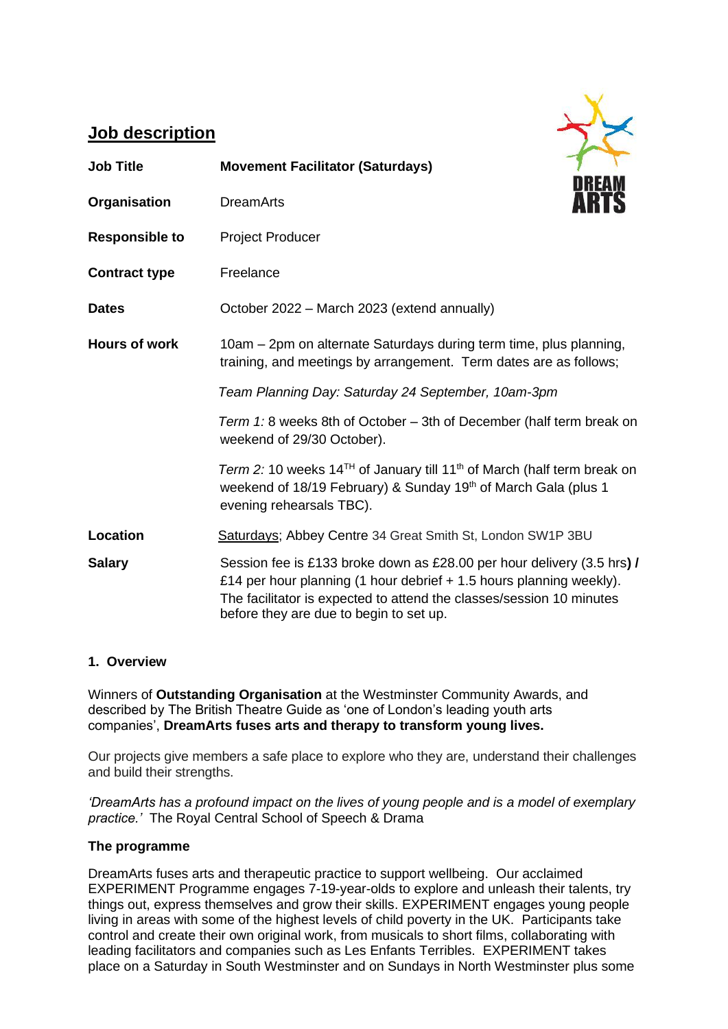# Job description

| | |
|---|---|
| **Job Title** | **Movement Facilitator (Saturdays)** |
| **Organisation** | DreamArts |
| **Responsible to** | Project Producer |
| **Contract type** | Freelance |
| **Dates** | October 2022 – March 2023 (extend annually) |
| **Hours of work** | 10am – 2pm on alternate Saturdays during term time, plus planning, training, and meetings by arrangement. Term dates are as follows; *Team Planning Day: Saturday 24 September, 10am-3pm* *Term 1:* 8 weeks 8th of October – 3th of December (half term break on weekend of 29/30 October). *Term 2:* 10 weeks 14TH of January till 11th of March (half term break on weekend of 18/19 February) & Sunday 19th of March Gala (plus 1 evening rehearsals TBC). |
| **Location** | Saturdays; Abbey Centre 34 Great Smith St, London SW1P 3BU |
| **Salary** | Session fee is £133 broke down as £28.00 per hour delivery (3.5 hrs**) /** £14 per hour planning (1 hour debrief + 1.5 hours planning weekly). The facilitator is expected to attend the classes/session 10 minutes before they are due to begin to set up. |

## 1. Overview

Winners of **Outstanding Organisation** at the Westminster Community Awards, and described by The British Theatre Guide as 'one of London's leading youth arts companies', **DreamArts fuses arts and therapy to transform young lives.**

Our projects give members a safe place to explore who they are, understand their challenges and build their strengths.

*'DreamArts has a profound impact on the lives of young people and is a model of exemplary practice.'* The Royal Central School of Speech & Drama

### The programme

DreamArts fuses arts and therapeutic practice to support wellbeing. Our acclaimed EXPERIMENT Programme engages 7-19-year-olds to explore and unleash their talents, try things out, express themselves and grow their skills. EXPERIMENT engages young people living in areas with some of the highest levels of child poverty in the UK. Participants take control and create their own original work, from musicals to short films, collaborating with leading facilitators and companies such as Les Enfants Terribles. EXPERIMENT takes place on a Saturday in South Westminster and on Sundays in North Westminster plus some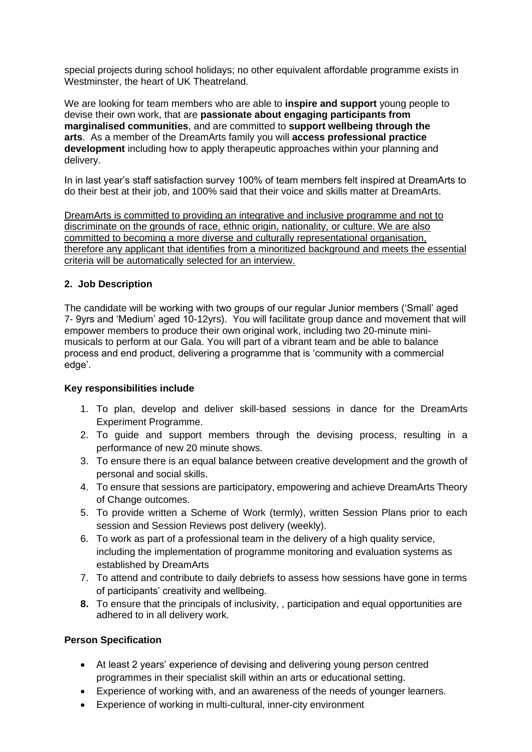special projects during school holidays; no other equivalent affordable programme exists in Westminster, the heart of UK Theatreland.

We are looking for team members who are able to **inspire and support** young people to devise their own work, that are **passionate about engaging participants from marginalised communities**, and are committed to **support wellbeing through the arts**. As a member of the DreamArts family you will **access professional practice development** including how to apply therapeutic approaches within your planning and delivery.

In in last year's staff satisfaction survey 100% of team members felt inspired at DreamArts to do their best at their job, and 100% said that their voice and skills matter at DreamArts.

<u>DreamArts is committed to providing an integrative and inclusive programme and not to discriminate on the grounds of race, ethnic origin, nationality, or culture. We are also committed to becoming a more diverse and culturally representational organisation, therefore any applicant that identifies from a minoritized background and meets the essential criteria will be automatically selected for an interview.</u>

## 2. Job Description

The candidate will be working with two groups of our regular Junior members ('Small' aged 7- 9yrs and 'Medium' aged 10-12yrs). You will facilitate group dance and movement that will empower members to produce their own original work, including two 20-minute mini-musicals to perform at our Gala. You will part of a vibrant team and be able to balance process and end product, delivering a programme that is 'community with a commercial edge'.

### Key responsibilities include

1. To plan, develop and deliver skill-based sessions in dance for the DreamArts Experiment Programme.
2. To guide and support members through the devising process, resulting in a performance of new 20 minute shows.
3. To ensure there is an equal balance between creative development and the growth of personal and social skills.
4. To ensure that sessions are participatory, empowering and achieve DreamArts Theory of Change outcomes.
5. To provide written a Scheme of Work (termly), written Session Plans prior to each session and Session Reviews post delivery (weekly).
6. To work as part of a professional team in the delivery of a high quality service, including the implementation of programme monitoring and evaluation systems as established by DreamArts
7. To attend and contribute to daily debriefs to assess how sessions have gone in terms of participants' creativity and wellbeing.
8. To ensure that the principals of inclusivity, , participation and equal opportunities are adhered to in all delivery work.

### Person Specification

- At least 2 years' experience of devising and delivering young person centred programmes in their specialist skill within an arts or educational setting.
- Experience of working with, and an awareness of the needs of younger learners.
- Experience of working in multi-cultural, inner-city environment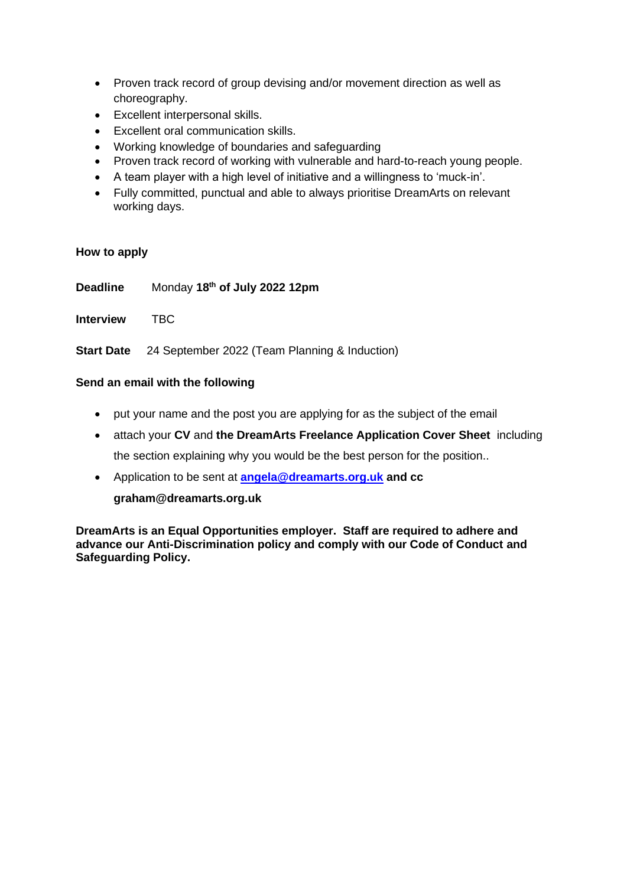- Proven track record of group devising and/or movement direction as well as choreography.
- Excellent interpersonal skills.
- Excellent oral communication skills.
- Working knowledge of boundaries and safeguarding
- Proven track record of working with vulnerable and hard-to-reach young people.
- A team player with a high level of initiative and a willingness to 'muck-in'.
- Fully committed, punctual and able to always prioritise DreamArts on relevant working days.

**How to apply**

**Deadline** Monday **18th of July 2022 12pm**

**Interview** TBC

**Start Date** 24 September 2022 (Team Planning & Induction)

**Send an email with the following**

- put your name and the post you are applying for as the subject of the email
- attach your **CV** and **the DreamArts Freelance Application Cover Sheet** including the section explaining why you would be the best person for the position..
- Application to be sent at **angela@dreamarts.org.uk and cc graham@dreamarts.org.uk**

**DreamArts is an Equal Opportunities employer. Staff are required to adhere and advance our Anti-Discrimination policy and comply with our Code of Conduct and Safeguarding Policy.**